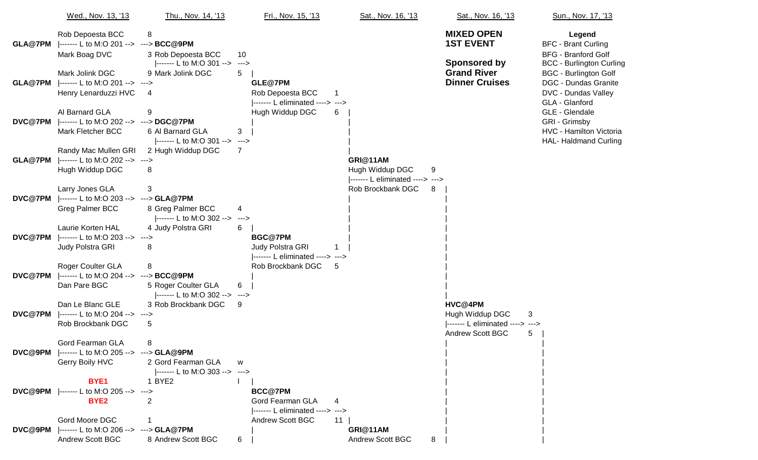# MIXED OPEN 1ST EVENT

**Sponsored by Grand River Dinner Cruises**

**Legend**

- BFC - Brant Curling
- BFG - Branford Golf
- BCC - Burlington Curling
- BGC - Burlington Golf
- DGC - Dundas Granite
- DVC - Dundas Valley
- GLA - Glanford
- GLE - Glendale
- GRI - Grimsby
- HVC - Hamilton Victoria
- HAL- Haldmand Curling

## Wed., Nov. 13, '13

| Draw | Player 1 | Score | Player 2 | Score | Loser to |
|---|---|---|---|---|---|
| GLA@7PM | Rob Depoesta BCC | 8 | Mark Boag DVC | 3 | L to M:O 201 |
| GLA@7PM | Mark Jolink DGC | 9 | Henry Lenarduzzi HVC | 4 | L to M:O 201 |
| DVC@7PM | Al Barnard GLA | 9 | Mark Fletcher BCC | 6 | L to M:O 202 |
| GLA@7PM | Randy Mac Mullen GRI | 2 | Hugh Widdup DGC | 8 | L to M:O 202 |
| DVC@7PM | Larry Jones GLA | 3 | Greg Palmer BCC | 8 | L to M:O 203 |
| DVC@7PM | Laurie Korten HAL | 4 | Judy Polstra GRI | 8 | L to M:O 203 |
| DVC@7PM | Roger Coulter GLA | 8 | Dan Pare BGC | 5 | L to M:O 204 |
| DVC@7PM | Dan Le Blanc GLE | 3 | Rob Brockbank DGC | 5 | L to M:O 204 |
| DVC@9PM | Gord Fearman GLA | 8 | Gerry Boily HVC | 2 | L to M:O 205 |
| DVC@9PM | BYE1 | 1 | BYE2 | 2 | L to M:O 205 |
| DVC@9PM | Gord Moore DGC | 1 | Andrew Scott BGC | 8 | L to M:O 206 |

## Thu., Nov. 14, '13

| Draw | Player 1 | Score | Player 2 | Score | Loser to |
|---|---|---|---|---|---|
| BCC@9PM | Rob Depoesta BCC | 10 | Mark Jolink DGC | 5 | L to M:O 301 |
| DGC@7PM | Al Barnard GLA | 3 | Hugh Widdup DGC | 7 | L to M:O 301 |
| GLA@7PM | Greg Palmer BCC | 4 | Judy Polstra GRI | 6 | L to M:O 302 |
| BCC@9PM | Roger Coulter GLA | 6 | Rob Brockbank DGC | 9 | L to M:O 302 |
| GLA@9PM | Gord Fearman GLA | w | BYE2 | l | L to M:O 303 |
| GLA@7PM | Andrew Scott BGC | 6 | | | |

## Fri., Nov. 15, '13

| Draw | Player 1 | Score | Player 2 | Score | Loser |
|---|---|---|---|---|---|
| GLE@7PM | Rob Depoesta BCC | 1 | Hugh Widdup DGC | 6 | L eliminated |
| BGC@7PM | Judy Polstra GRI | 1 | Rob Brockbank DGC | 5 | L eliminated |
| BCC@7PM | Gord Fearman GLA | 4 | Andrew Scott BGC | 11 | L eliminated |

## Sat., Nov. 16, '13

| Draw | Player 1 | Score | Player 2 | Score | Loser |
|---|---|---|---|---|---|
| GRI@11AM | Hugh Widdup DGC | 9 | Rob Brockbank DGC | 8 | L eliminated |
| GRI@11AM | Andrew Scott BGC | 8 | | | |

## Sat., Nov. 16, '13

| Draw | Player 1 | Score | Player 2 | Score | Loser |
|---|---|---|---|---|---|
| HVC@4PM | Hugh Widdup DGC | 3 | Andrew Scott BGC | 5 | L eliminated |

## Sun., Nov. 17, '13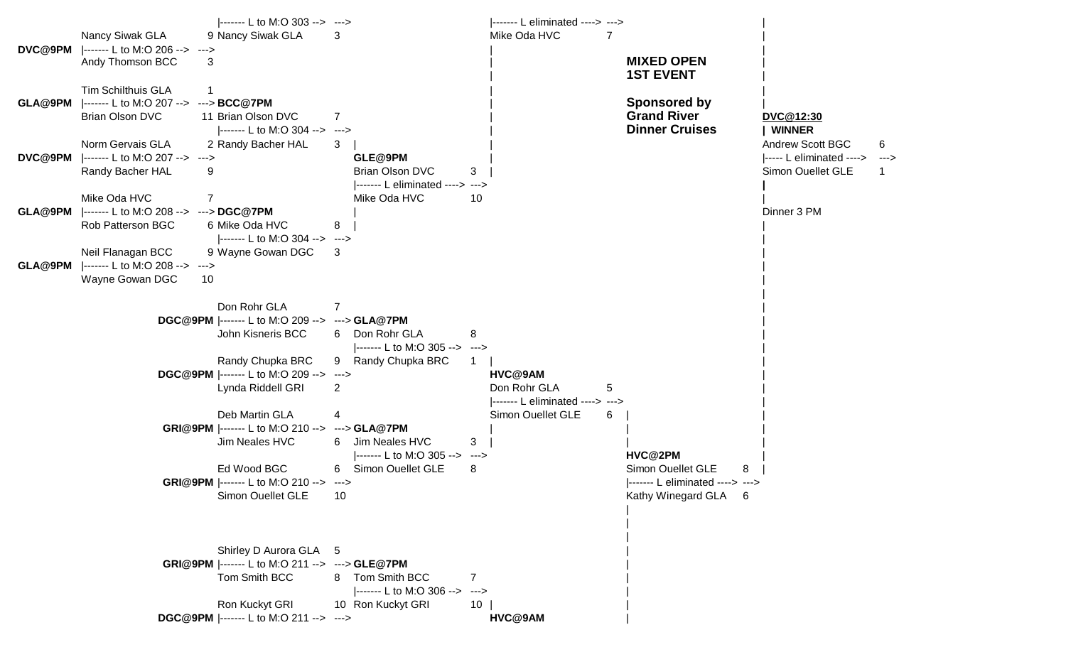**MIXED OPEN**
**1ST EVENT**

**Sponsored by**
**Grand River**
**Dinner Cruises**

### Round 1

| Draw | Player | Score | Loser to |
|---|---|---|---|
| DVC@9PM | Nancy Siwak GLA | 9 | L to M:O 206 |
| | Andy Thomson BCC | 3 | |
| GLA@9PM | Tim Schilthuis GLA | 1 | L to M:O 207 |
| | Brian Olson DVC | 11 | |
| DVC@9PM | Norm Gervais GLA | 2 | L to M:O 207 |
| | Randy Bacher HAL | 9 | |
| GLA@9PM | Mike Oda HVC | 7 | L to M:O 208 |
| | Rob Patterson BGC | 6 | |
| GLA@9PM | Neil Flanagan BCC | 9 | L to M:O 208 |
| | Wayne Gowan DGC | 10 | |
| DGC@9PM | Don Rohr GLA | 7 | L to M:O 209 |
| | John Kisneris BCC | 6 | |
| DGC@9PM | Randy Chupka BRC | 9 | L to M:O 209 |
| | Lynda Riddell GRI | 2 | |
| GRI@9PM | Deb Martin GLA | 4 | L to M:O 210 |
| | Jim Neales HVC | 6 | |
| GRI@9PM | Ed Wood BGC | 6 | L to M:O 210 |
| | Simon Ouellet GLE | 10 | |
| GRI@9PM | Shirley D Aurora GLA | 5 | L to M:O 211 |
| | Tom Smith BCC | 8 | |
| DGC@9PM | Ron Kuckyt GRI | 10 | L to M:O 211 |

### Round 2

| Draw | Player | Score | Loser to |
|---|---|---|---|
| | Nancy Siwak GLA | 3 | L to M:O 303 |
| BCC@7PM | Brian Olson DVC | 7 | L to M:O 304 |
| | Randy Bacher HAL | 3 | |
| DGC@7PM | Mike Oda HVC | 8 | L to M:O 304 |
| | Wayne Gowan DGC | 3 | |
| GLA@7PM | Don Rohr GLA | 8 | L to M:O 305 |
| | Randy Chupka BRC | 1 | |
| GLA@7PM | Jim Neales HVC | 3 | L to M:O 305 |
| | Simon Ouellet GLE | 8 | |
| GLE@7PM | Tom Smith BCC | 7 | L to M:O 306 |
| | Ron Kuckyt GRI | 10 | |

### Round 3

| Draw | Player | Score | Loser |
|---|---|---|---|
| GLE@9PM | Brian Olson DVC | 3 | L eliminated |
| | Mike Oda HVC | 10 | |
| HVC@9AM | Don Rohr GLA | 5 | L eliminated |
| | Simon Ouellet GLE | 6 | |
| HVC@9AM | | | |

### Round 4

| Draw | Player | Score | Loser |
|---|---|---|---|
| | Mike Oda HVC | 7 | L eliminated |
| HVC@2PM | Simon Ouellet GLE | 8 | L eliminated |
| | Kathy Winegard GLA | 6 | |

### Final

| Draw | Player | Score | Loser |
|---|---|---|---|
| DVC@12:30 WINNER | Andrew Scott BGC | 6 | L eliminated |
| | Simon Ouellet GLE | 1 | |

Dinner 3 PM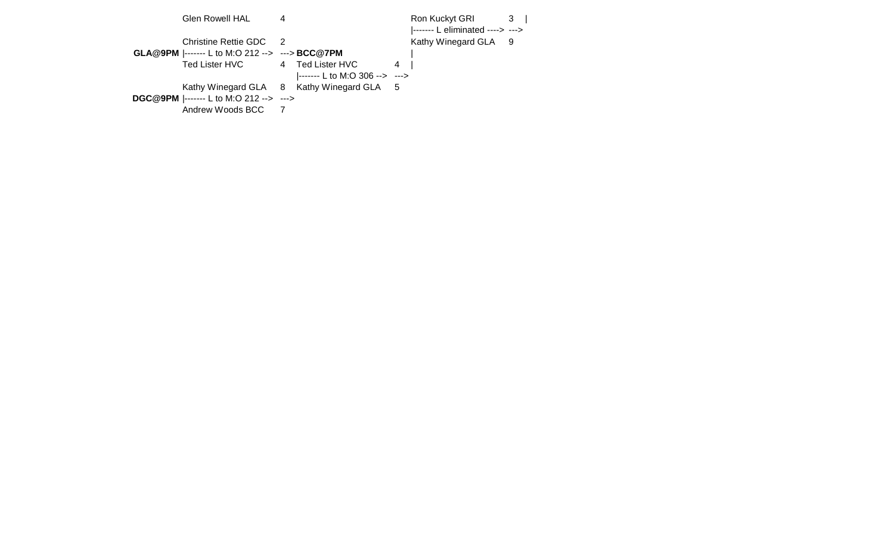| | | | | | | | | |
|---|---|---|---|---|---|---|---|---|
| | Glen Rowell HAL | 4 | | | | Ron Kuckyt GRI | 3 | \| |
| | | | | | | \|------- L eliminated ----> | ---> | |
| | Christine Rettie GDC | 2 | | | | Kathy Winegard GLA | 9 | |
| **GLA@9PM** | \|------- L to M:O 212 --> | ---> | **BCC@7PM** | | | \| | | |
| | Ted Lister HVC | 4 | Ted Lister HVC | 4 | \| | | | |
| | | | \|------- L to M:O 306 --> | ---> | | | | |
| | Kathy Winegard GLA | 8 | Kathy Winegard GLA | 5 | | | | |
| **DGC@9PM** | \|------- L to M:O 212 --> | ---> | | | | | | |
| | Andrew Woods BCC | 7 | | | | | | |